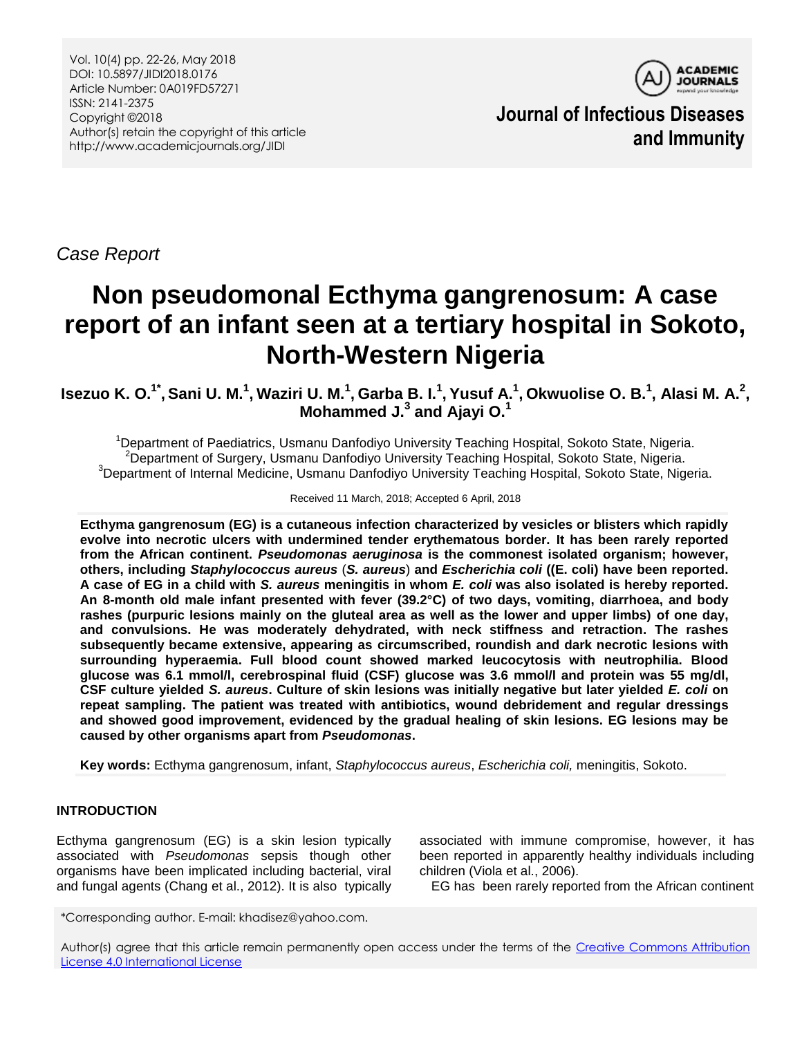*Case Report*

# Non pseudomonal Ecthyma gangrenosum: A case report of an infant seen at a tertiary hospital in Sokoto, North-Western Nigeria

**Isezuo K. O.[1*], Sani U. M.[1], Waziri U. M.[1], Garba B. I.[1], Yusuf A.[1], Okwuolise O. B.[1], Alasi M. A.[2], Mohammed J.[3] and Ajayi O.[1]**

[1]Department of Paediatrics, Usmanu Danfodiyo University Teaching Hospital, Sokoto State, Nigeria.
[2]Department of Surgery, Usmanu Danfodiyo University Teaching Hospital, Sokoto State, Nigeria.
[3]Department of Internal Medicine, Usmanu Danfodiyo University Teaching Hospital, Sokoto State, Nigeria.

Received 11 March, 2018; Accepted 6 April, 2018

**Ecthyma gangrenosum (EG) is a cutaneous infection characterized by vesicles or blisters which rapidly evolve into necrotic ulcers with undermined tender erythematous border. It has been rarely reported from the African continent. *Pseudomonas aeruginosa* is the commonest isolated organism; however, others, including *Staphylococcus aureus* (*S. aureus*) and *Escherichia coli* ((E. coli) have been reported. A case of EG in a child with *S. aureus* meningitis in whom *E. coli* was also isolated is hereby reported. An 8-month old male infant presented with fever (39.2°C) of two days, vomiting, diarrhoea, and body rashes (purpuric lesions mainly on the gluteal area as well as the lower and upper limbs) of one day, and convulsions. He was moderately dehydrated, with neck stiffness and retraction. The rashes subsequently became extensive, appearing as circumscribed, roundish and dark necrotic lesions with surrounding hyperaemia. Full blood count showed marked leucocytosis with neutrophilia. Blood glucose was 6.1 mmol/l, cerebrospinal fluid (CSF) glucose was 3.6 mmol/l and protein was 55 mg/dl, CSF culture yielded *S. aureus*. Culture of skin lesions was initially negative but later yielded *E. coli* on repeat sampling. The patient was treated with antibiotics, wound debridement and regular dressings and showed good improvement, evidenced by the gradual healing of skin lesions. EG lesions may be caused by other organisms apart from *Pseudomonas*.**

**Key words:** Ecthyma gangrenosum, infant, *Staphylococcus aureus*, *Escherichia coli,* meningitis, Sokoto.

## INTRODUCTION

Ecthyma gangrenosum (EG) is a skin lesion typically associated with *Pseudomonas* sepsis though other organisms have been implicated including bacterial, viral and fungal agents (Chang et al., 2012). It is also typically associated with immune compromise, however, it has been reported in apparently healthy individuals including children (Viola et al., 2006).

EG has been rarely reported from the African continent

*Corresponding author. E-mail: khadisez@yahoo.com.

Author(s) agree that this article remain permanently open access under the terms of the Creative Commons Attribution License 4.0 International License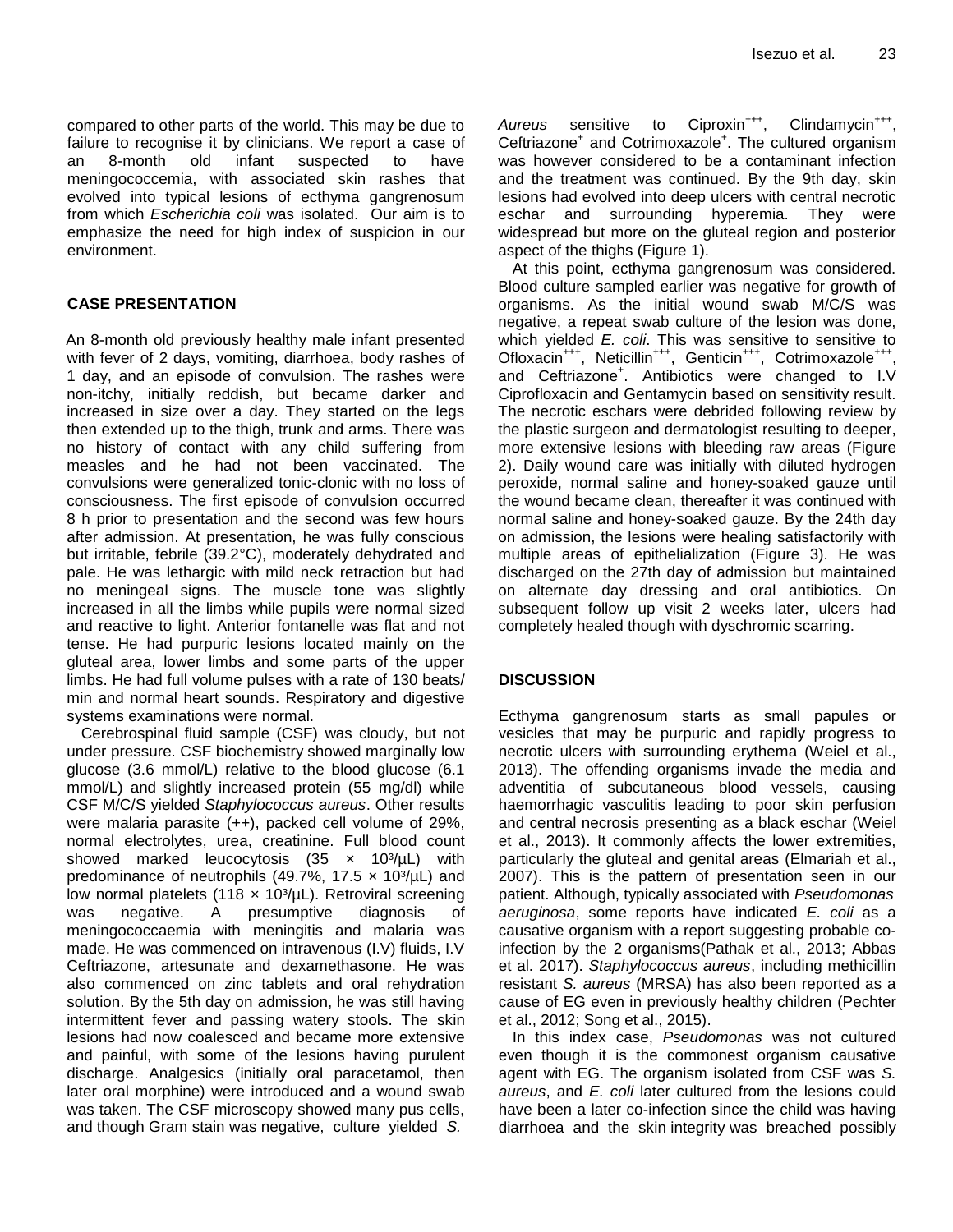compared to other parts of the world. This may be due to failure to recognise it by clinicians. We report a case of an 8-month old infant suspected to have meningococcemia, with associated skin rashes that evolved into typical lesions of ecthyma gangrenosum from which *Escherichia coli* was isolated. Our aim is to emphasize the need for high index of suspicion in our environment.

## CASE PRESENTATION

An 8-month old previously healthy male infant presented with fever of 2 days, vomiting, diarrhoea, body rashes of 1 day, and an episode of convulsion. The rashes were non-itchy, initially reddish, but became darker and increased in size over a day. They started on the legs then extended up to the thigh, trunk and arms. There was no history of contact with any child suffering from measles and he had not been vaccinated. The convulsions were generalized tonic-clonic with no loss of consciousness. The first episode of convulsion occurred 8 h prior to presentation and the second was few hours after admission. At presentation, he was fully conscious but irritable, febrile (39.2°C), moderately dehydrated and pale. He was lethargic with mild neck retraction but had no meningeal signs. The muscle tone was slightly increased in all the limbs while pupils were normal sized and reactive to light. Anterior fontanelle was flat and not tense. He had purpuric lesions located mainly on the gluteal area, lower limbs and some parts of the upper limbs. He had full volume pulses with a rate of 130 beats/min and normal heart sounds. Respiratory and digestive systems examinations were normal.

Cerebrospinal fluid sample (CSF) was cloudy, but not under pressure. CSF biochemistry showed marginally low glucose (3.6 mmol/L) relative to the blood glucose (6.1 mmol/L) and slightly increased protein (55 mg/dl) while CSF M/C/S yielded *Staphylococcus aureus*. Other results were malaria parasite (++), packed cell volume of 29%, normal electrolytes, urea, creatinine. Full blood count showed marked leucocytosis ($35 \times 10^3/\mu L$) with predominance of neutrophils (49.7%, $17.5 \times 10^3/\mu L$) and low normal platelets ($118 \times 10^3/\mu L$). Retroviral screening was negative. A presumptive diagnosis of meningococcaemia with meningitis and malaria was made. He was commenced on intravenous (I.V) fluids, I.V Ceftriazone, artesunate and dexamethasone. He was also commenced on zinc tablets and oral rehydration solution. By the 5th day on admission, he was still having intermittent fever and passing watery stools. The skin lesions had now coalesced and became more extensive and painful, with some of the lesions having purulent discharge. Analgesics (initially oral paracetamol, then later oral morphine) were introduced and a wound swab was taken. The CSF microscopy showed many pus cells, and though Gram stain was negative, culture yielded *S. Aureus* sensitive to Ciproxin$^{+++}$, Clindamycin$^{+++}$, Ceftriazone$^{+}$ and Cotrimoxazole$^{+}$. The cultured organism was however considered to be a contaminant infection and the treatment was continued. By the 9th day, skin lesions had evolved into deep ulcers with central necrotic eschar and surrounding hyperemia. They were widespread but more on the gluteal region and posterior aspect of the thighs (Figure 1).

At this point, ecthyma gangrenosum was considered. Blood culture sampled earlier was negative for growth of organisms. As the initial wound swab M/C/S was negative, a repeat swab culture of the lesion was done, which yielded *E. coli*. This was sensitive to sensitive to Ofloxacin$^{+++}$, Neticillin$^{+++}$, Genticin$^{+++}$, Cotrimoxazole$^{+++}$, and Ceftriazone$^{+}$. Antibiotics were changed to I.V Ciprofloxacin and Gentamycin based on sensitivity result. The necrotic eschars were debrided following review by the plastic surgeon and dermatologist resulting to deeper, more extensive lesions with bleeding raw areas (Figure 2). Daily wound care was initially with diluted hydrogen peroxide, normal saline and honey-soaked gauze until the wound became clean, thereafter it was continued with normal saline and honey-soaked gauze. By the 24th day on admission, the lesions were healing satisfactorily with multiple areas of epithelialization (Figure 3). He was discharged on the 27th day of admission but maintained on alternate day dressing and oral antibiotics. On subsequent follow up visit 2 weeks later, ulcers had completely healed though with dyschromic scarring.

## DISCUSSION

Ecthyma gangrenosum starts as small papules or vesicles that may be purpuric and rapidly progress to necrotic ulcers with surrounding erythema (Weiel et al., 2013). The offending organisms invade the media and adventitia of subcutaneous blood vessels, causing haemorrhagic vasculitis leading to poor skin perfusion and central necrosis presenting as a black eschar (Weiel et al., 2013). It commonly affects the lower extremities, particularly the gluteal and genital areas (Elmariah et al., 2007). This is the pattern of presentation seen in our patient. Although, typically associated with *Pseudomonas aeruginosa*, some reports have indicated *E. coli* as a causative organism with a report suggesting probable co-infection by the 2 organisms(Pathak et al., 2013; Abbas et al. 2017). *Staphylococcus aureus*, including methicillin resistant *S. aureus* (MRSA) has also been reported as a cause of EG even in previously healthy children (Pechter et al., 2012; Song et al., 2015).

In this index case, *Pseudomonas* was not cultured even though it is the commonest organism causative agent with EG. The organism isolated from CSF was *S. aureus*, and *E. coli* later cultured from the lesions could have been a later co-infection since the child was having diarrhoea and the skin integrity was breached possibly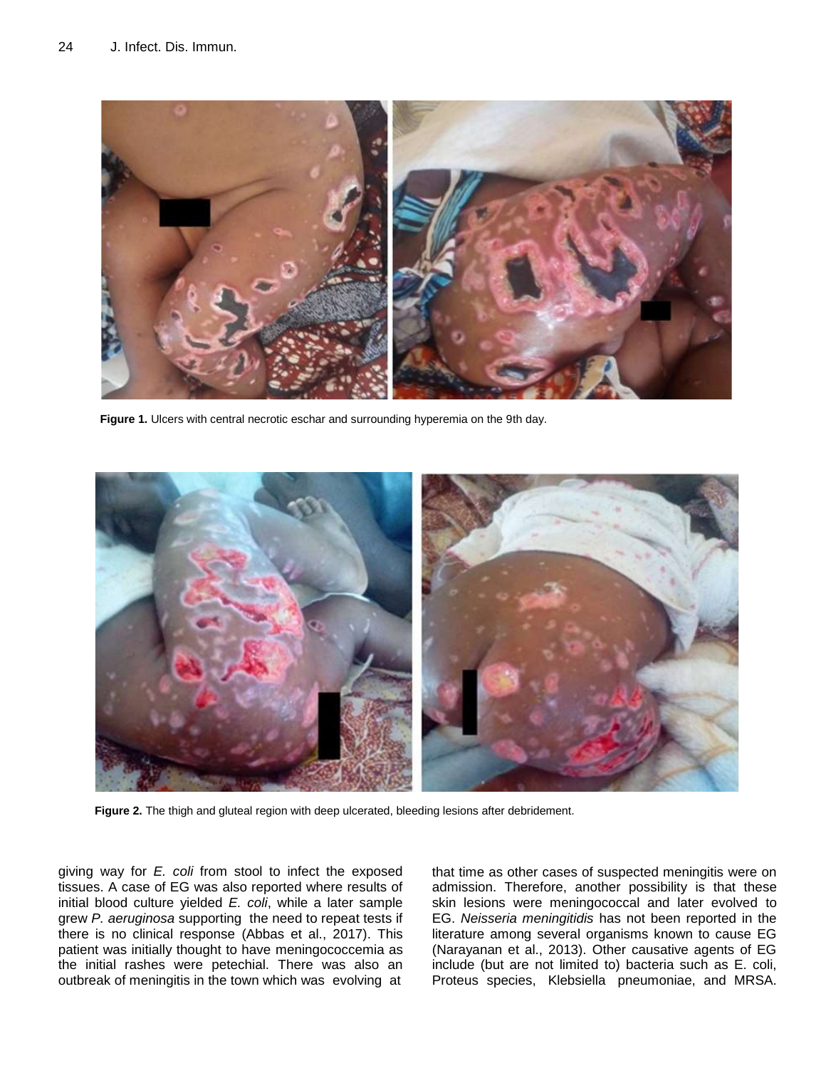Figure 1. Ulcers with central necrotic eschar and surrounding hyperemia on the 9th day.

Figure 2. The thigh and gluteal region with deep ulcerated, bleeding lesions after debridement.

giving way for *E. coli* from stool to infect the exposed tissues. A case of EG was also reported where results of initial blood culture yielded *E. coli*, while a later sample grew *P. aeruginosa* supporting the need to repeat tests if there is no clinical response (Abbas et al., 2017). This patient was initially thought to have meningococcemia as the initial rashes were petechial. There was also an outbreak of meningitis in the town which was evolving at that time as other cases of suspected meningitis were on admission. Therefore, another possibility is that these skin lesions were meningococcal and later evolved to EG. *Neisseria meningitidis* has not been reported in the literature among several organisms known to cause EG (Narayanan et al., 2013). Other causative agents of EG include (but are not limited to) bacteria such as E. coli, Proteus species, Klebsiella pneumoniae, and MRSA.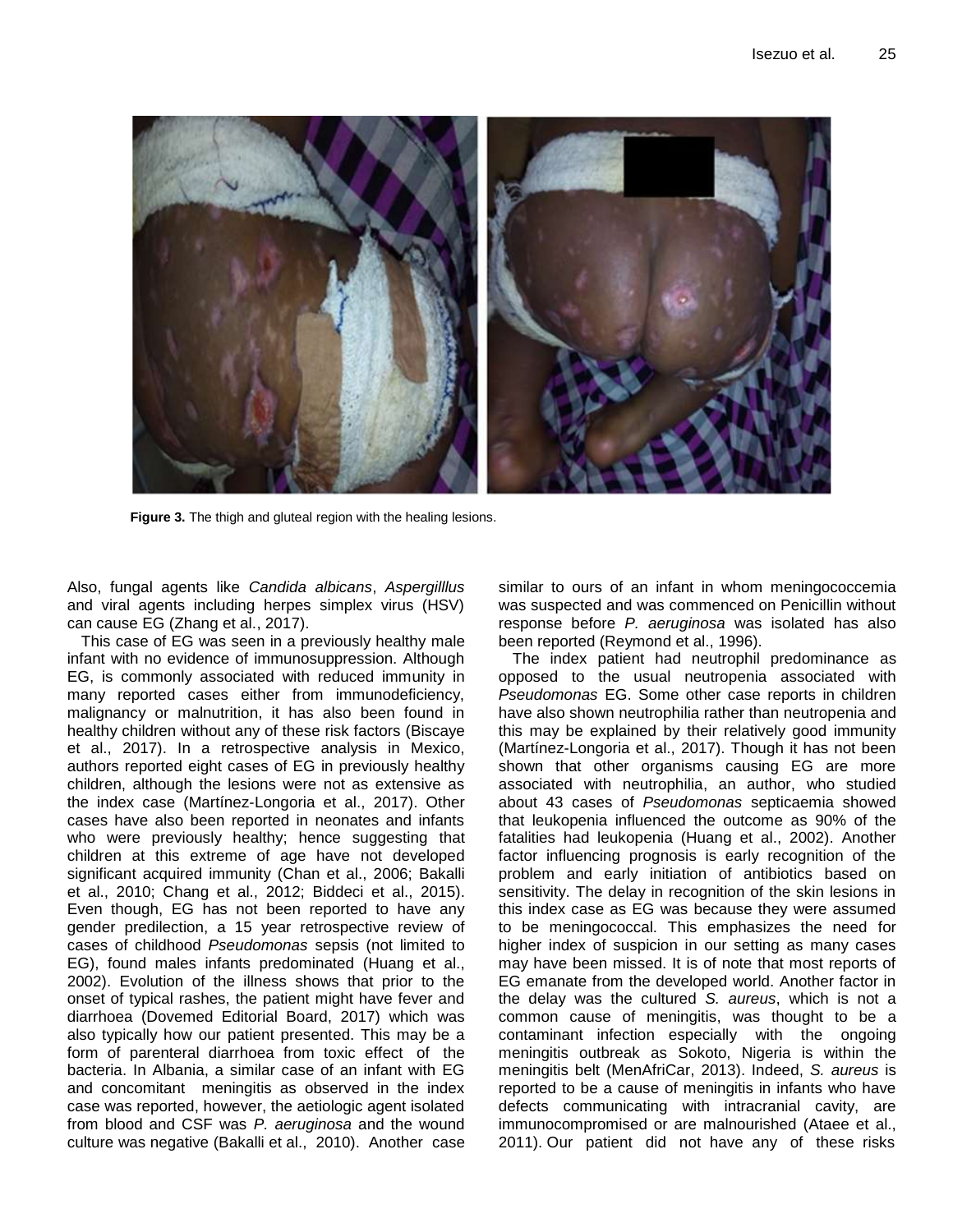**Figure 3.** The thigh and gluteal region with the healing lesions.

Also, fungal agents like *Candida albicans*, *Aspergilllus* and viral agents including herpes simplex virus (HSV) can cause EG (Zhang et al., 2017).

This case of EG was seen in a previously healthy male infant with no evidence of immunosuppression. Although EG, is commonly associated with reduced immunity in many reported cases either from immunodeficiency, malignancy or malnutrition, it has also been found in healthy children without any of these risk factors (Biscaye et al., 2017). In a retrospective analysis in Mexico, authors reported eight cases of EG in previously healthy children, although the lesions were not as extensive as the index case (Martínez-Longoria et al., 2017). Other cases have also been reported in neonates and infants who were previously healthy; hence suggesting that children at this extreme of age have not developed significant acquired immunity (Chan et al., 2006; Bakalli et al., 2010; Chang et al., 2012; Biddeci et al., 2015). Even though, EG has not been reported to have any gender predilection, a 15 year retrospective review of cases of childhood *Pseudomonas* sepsis (not limited to EG), found males infants predominated (Huang et al., 2002). Evolution of the illness shows that prior to the onset of typical rashes, the patient might have fever and diarrhoea (Dovemed Editorial Board, 2017) which was also typically how our patient presented. This may be a form of parenteral diarrhoea from toxic effect of the bacteria. In Albania, a similar case of an infant with EG and concomitant meningitis as observed in the index case was reported, however, the aetiologic agent isolated from blood and CSF was *P. aeruginosa* and the wound culture was negative (Bakalli et al., 2010). Another case similar to ours of an infant in whom meningococcemia was suspected and was commenced on Penicillin without response before *P. aeruginosa* was isolated has also been reported (Reymond et al., 1996).

The index patient had neutrophil predominance as opposed to the usual neutropenia associated with *Pseudomonas* EG. Some other case reports in children have also shown neutrophilia rather than neutropenia and this may be explained by their relatively good immunity (Martínez-Longoria et al., 2017). Though it has not been shown that other organisms causing EG are more associated with neutrophilia, an author, who studied about 43 cases of *Pseudomonas* septicaemia showed that leukopenia influenced the outcome as 90% of the fatalities had leukopenia (Huang et al., 2002). Another factor influencing prognosis is early recognition of the problem and early initiation of antibiotics based on sensitivity. The delay in recognition of the skin lesions in this index case as EG was because they were assumed to be meningococcal. This emphasizes the need for higher index of suspicion in our setting as many cases may have been missed. It is of note that most reports of EG emanate from the developed world. Another factor in the delay was the cultured *S. aureus*, which is not a common cause of meningitis, was thought to be a contaminant infection especially with the ongoing meningitis outbreak as Sokoto, Nigeria is within the meningitis belt (MenAfriCar, 2013). Indeed, *S. aureus* is reported to be a cause of meningitis in infants who have defects communicating with intracranial cavity, are immunocompromised or are malnourished (Ataee et al., 2011). Our patient did not have any of these risks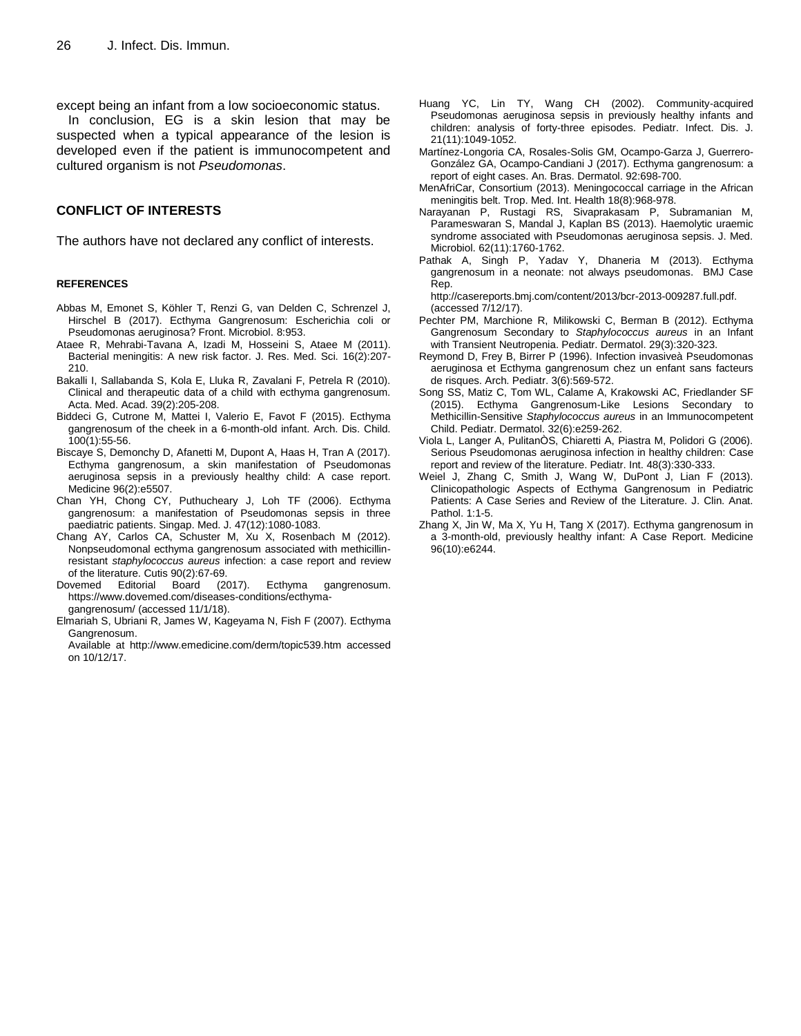except being an infant from a low socioeconomic status.

In conclusion, EG is a skin lesion that may be suspected when a typical appearance of the lesion is developed even if the patient is immunocompetent and cultured organism is not *Pseudomonas*.

## CONFLICT OF INTERESTS

The authors have not declared any conflict of interests.

## REFERENCES

Abbas M, Emonet S, Köhler T, Renzi G, van Delden C, Schrenzel J, Hirschel B (2017). Ecthyma Gangrenosum: Escherichia coli or Pseudomonas aeruginosa? Front. Microbiol. 8:953.

Ataee R, Mehrabi-Tavana A, Izadi M, Hosseini S, Ataee M (2011). Bacterial meningitis: A new risk factor. J. Res. Med. Sci. 16(2):207-210.

Bakalli I, Sallabanda S, Kola E, Lluka R, Zavalani F, Petrela R (2010). Clinical and therapeutic data of a child with ecthyma gangrenosum. Acta. Med. Acad. 39(2):205-208.

Biddeci G, Cutrone M, Mattei I, Valerio E, Favot F (2015). Ecthyma gangrenosum of the cheek in a 6-month-old infant. Arch. Dis. Child. 100(1):55-56.

Biscaye S, Demonchy D, Afanetti M, Dupont A, Haas H, Tran A (2017). Ecthyma gangrenosum, a skin manifestation of Pseudomonas aeruginosa sepsis in a previously healthy child: A case report. Medicine 96(2):e5507.

Chan YH, Chong CY, Puthucheary J, Loh TF (2006). Ecthyma gangrenosum: a manifestation of Pseudomonas sepsis in three paediatric patients. Singap. Med. J. 47(12):1080-1083.

Chang AY, Carlos CA, Schuster M, Xu X, Rosenbach M (2012). Nonpseudomonal ecthyma gangrenosum associated with methicillin-resistant *staphylococcus aureus* infection: a case report and review of the literature. Cutis 90(2):67-69.

Dovemed Editorial Board (2017). Ecthyma gangrenosum. https://www.dovemed.com/diseases-conditions/ecthyma-gangrenosum/ (accessed 11/1/18).

Elmariah S, Ubriani R, James W, Kageyama N, Fish F (2007). Ecthyma Gangrenosum. Available at http://www.emedicine.com/derm/topic539.htm accessed on 10/12/17.

Huang YC, Lin TY, Wang CH (2002). Community-acquired Pseudomonas aeruginosa sepsis in previously healthy infants and children: analysis of forty-three episodes. Pediatr. Infect. Dis. J. 21(11):1049-1052.

Martínez-Longoria CA, Rosales-Solis GM, Ocampo-Garza J, Guerrero-González GA, Ocampo-Candiani J (2017). Ecthyma gangrenosum: a report of eight cases. An. Bras. Dermatol. 92:698-700.

MenAfriCar, Consortium (2013). Meningococcal carriage in the African meningitis belt. Trop. Med. Int. Health 18(8):968-978.

Narayanan P, Rustagi RS, Sivaprakasam P, Subramanian M, Parameswaran S, Mandal J, Kaplan BS (2013). Haemolytic uraemic syndrome associated with Pseudomonas aeruginosa sepsis. J. Med. Microbiol. 62(11):1760-1762.

Pathak A, Singh P, Yadav Y, Dhaneria M (2013). Ecthyma gangrenosum in a neonate: not always pseudomonas. BMJ Case Rep. http://casereports.bmj.com/content/2013/bcr-2013-009287.full.pdf. (accessed 7/12/17).

Pechter PM, Marchione R, Milikowski C, Berman B (2012). Ecthyma Gangrenosum Secondary to *Staphylococcus aureus* in an Infant with Transient Neutropenia. Pediatr. Dermatol. 29(3):320-323.

Reymond D, Frey B, Birrer P (1996). Infection invasiveà Pseudomonas aeruginosa et Ecthyma gangrenosum chez un enfant sans facteurs de risques. Arch. Pediatr. 3(6):569-572.

Song SS, Matiz C, Tom WL, Calame A, Krakowski AC, Friedlander SF (2015). Ecthyma Gangrenosum-Like Lesions Secondary to Methicillin-Sensitive *Staphylococcus aureus* in an Immunocompetent Child. Pediatr. Dermatol. 32(6):e259-262.

Viola L, Langer A, PulitanÒS, Chiaretti A, Piastra M, Polidori G (2006). Serious Pseudomonas aeruginosa infection in healthy children: Case report and review of the literature. Pediatr. Int. 48(3):330-333.

Weiel J, Zhang C, Smith J, Wang W, DuPont J, Lian F (2013). Clinicopathologic Aspects of Ecthyma Gangrenosum in Pediatric Patients: A Case Series and Review of the Literature. J. Clin. Anat. Pathol. 1:1-5.

Zhang X, Jin W, Ma X, Yu H, Tang X (2017). Ecthyma gangrenosum in a 3-month-old, previously healthy infant: A Case Report. Medicine 96(10):e6244.